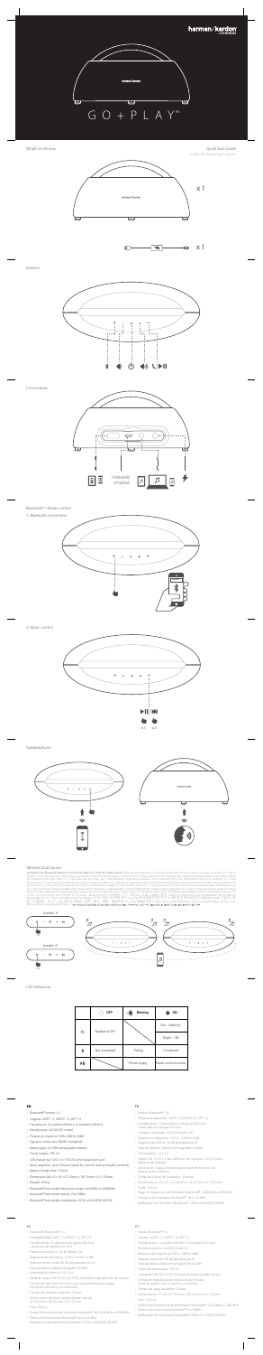# harman/kardon

# GO + PLAY™

## What's in the box

Quick Start Guide

Guide de démarrage rapide

x 1

x 1

## Buttons

## Connections

FIRMWARE UPGRADE

## Bluetooth® / Music control

### 1. Bluetooth connection

### 2. Music control

x1 x2

## Speakerphone

## Wireless Dual Sound

Speaker A

Speaker B

## LED behaviour

| | OFF | Blinking | ON |
|---|---|---|---|
| ⏻ | Speaker is OFF | | On - Stand-by / Bright - ON |
| Bluetooth | Not connected | Pairing | Connected |
| ▶II | | Phone ringing | Music connect active |

### EN

- Bluetooth® version: 4.1
- Support: A2DP 1.3, AVRCP 1.6, HFP 1.6
- Transducers: 2x woofers (90mm), 2x tweeters (20mm)
- Rated power: 4x20W DC (max)
- Frequency response: 50Hz–20kHz (-6dB)
- Signal-to-noise ratio: >80dB
- Battery type: Li-ion rechargeable battery
- Power Supply: 19V 3A
- USB charge out: 5V/2.1A (Maximum)
- Music playtime: up to 8 hours (varies by volume level and audio content)
- Battery charge time: 3 hours
- Dimensions (W x D x H): 417mm x 181mm x 211mm
- Weight: 3.5 kg
- Bluetooth® transmitter frequency range: 2.402GHz–2.480GHz
- Bluetooth® transmitter power: 0 to 9dBm
- Bluetooth® transmitter modulation: GFSK, π/4 DQPSK, 8DPSK

### FR

- Version Bluetooth®: 4.1
- Prise en charge : A2DP 1.3, AVRCP 1.6, HFP 1.6
- Transducteurs : 2 haut-parleurs de graves (90 mm), 2 haut-parleurs d'aigus (20 mm)
- Puissance nominale : 4x20 W CC (max)
- Réponse en fréquence : 50 Hz – 20 kHz (-6 dB)
- Rapport signal/bruit : > 80 dB
- Type de batterie : batterie rechargeable Li-ion
- Alimentation : 19 V, 3 A
- Sortie de charge USB : 5 V/2,1 A (maximum)
- Temps de lecture de musique : jusqu'à 8 heures (varie selon le volume et le contenu audio)
- Temps de charge de la batterie : 3 heures
- Dimensions (L x P x H) : 417 mm x 181 mm x 211 mm
- Poids : 3,5 kg
- Plage de fréquences de l'émetteur Bluetooth® : 2,402 GHz – 2,480 GHz
- Puissance de l'émetteur Bluetooth® : 0 à 9 dBm
- Modulation de l'émetteur Bluetooth® : GFSK, π/4 DQPSK, 8DPSK

### ES

- Versión de Bluetooth®: 4.1
- Compatibilidad: A2DP 1.3, AVRCP 1.6, HFP 1.6
- Transductores: 2 altavoces de graves (90 mm), 2 altavoces de agudos (20 mm)
- Potencia nominal: 4 x 20 W CC (máx.)
- Respuesta de frecuencia: 50 Hz – 20 kHz (-6 dB)
- Relación señal-ruido: > 80 dB
- Tipo de batería: batería recargable de iones de litio
- Alimentación eléctrica: 19 V, 3 A
- Salida de carga USB: 5 V / 2,1 A (máximo)
- Tiempo de reproducción de música: hasta 8 horas (varía según el nivel de volumen y el contenido de audio)
- Tiempo de carga de la batería: 3 horas
- Dimensiones (an. x prof. x al.): 417 mm x 181 mm x 211 mm
- Peso: 3,5 kg
- Rango de frecuencia del transmisor Bluetooth®: 2,402 GHz – 2,480 GHz
- Potencia del transmisor Bluetooth®: 0 a 9 dBm
- Modulación del transmisor Bluetooth®: GFSK, π/4 DQPSK, 8DPSK

### IT

- Versione Bluetooth®: 4.1
- Supporto: A2DP 1.3, AVRCP 1.6, HFP 1.6
- Trasduttori: 2 woofer (90 mm), 2 tweeter (20 mm)
- Potenza nominale: 4 x 20 W CC (max)
- Risposta in frequenza: 50 Hz – 20 kHz (-6 dB)
- Rapporto segnale/rumore: > 80 dB
- Tipo di batteria: batteria ricaricabile agli ioni di litio
- Alimentazione: 19 V, 3 A
- Uscita di carica USB: 5 V / 2,1 A (massimo)
- Tempo di riproduzione musicale: fino a 8 ore (varia in base al volume e al contenuto audio)
- Tempo di ricarica della batteria: 3 ore
- Dimensioni (L x P x A): 417 mm x 181 mm x 211 mm
- Peso: 3,5 kg
- Intervallo di frequenza del trasmettitore Bluetooth®: 2,402 GHz – 2,480 GHz
- Potenza del trasmettitore Bluetooth®: 0 a 9 dBm
- Modulazione del trasmettitore Bluetooth®: GFSK, π/4 DQPSK, 8DPSK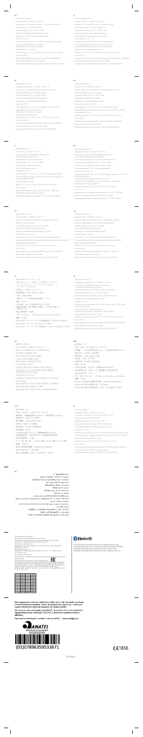Bluetooth®

The Bluetooth® word mark and logos are registered trademarks owned by Bluetooth SIG, Inc. and any use of such marks by the licensee is under license. Other trademarks and trade names are those of their respective owners.

Este equipamento opera em caráter secundário, isto é, não tem direito a proteção contra interferência prejudicial, mesmo de estações do mesmo tipo, e não pode causar interferência a sistemas operando em caráter primário.

Este produto está homologado pela ANATEL, de acordo com os procedimentos regulamentados pela Resolução 242/2000, e atende aos requisitos técnicos aplicados.

Para maiores informações, consulte o site da ANATEL – www.anatel.gov.br

ANATEL
Agência Nacional de Telecomunicações

XXXXXXX

(01)07896359533671

CE1856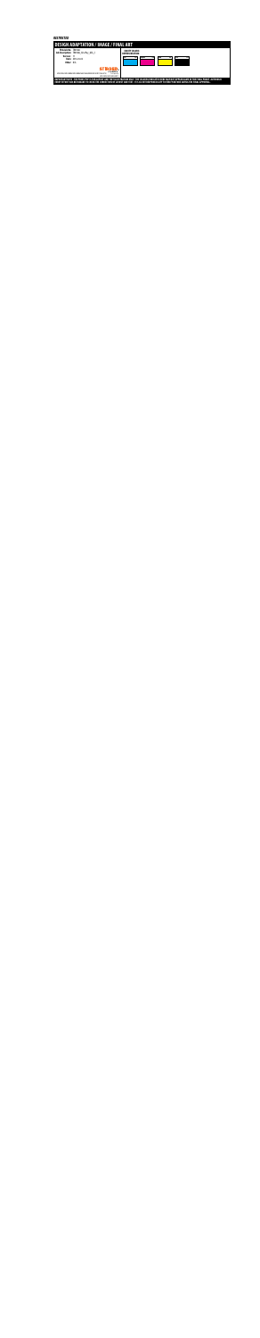# DESIGN ADAPTATION / IMAGE / FINAL ART